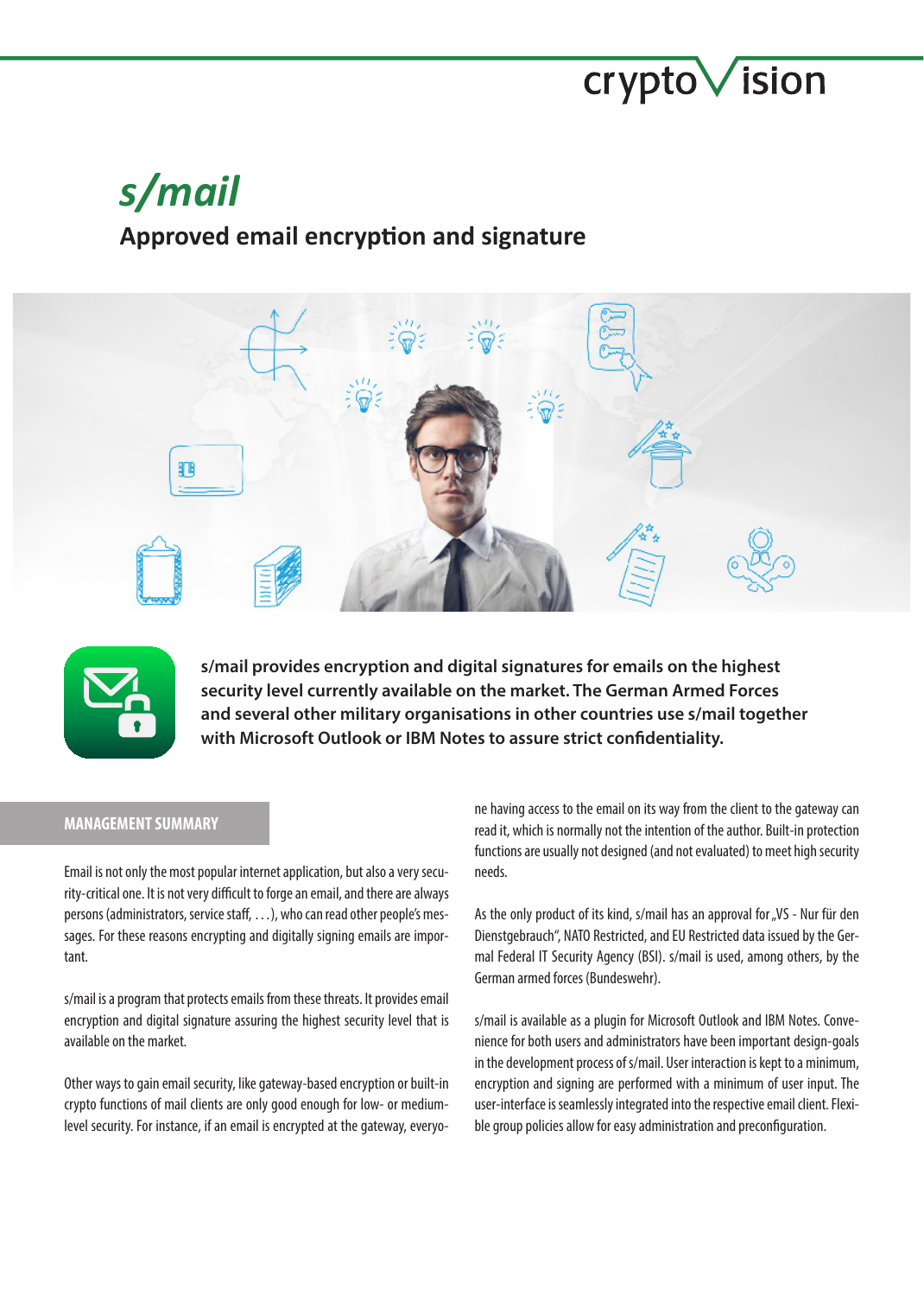# s/mail

## Approved email encryption and signature

**s/mail provides encryption and digital signatures for emails on the highest security level currently available on the market. The German Armed Forces and several other military organisations in other countries use s/mail together with Microsoft Outlook or IBM Notes to assure strict confidentiality.**

### MANAGEMENT SUMMARY

Email is not only the most popular internet application, but also a very security-critical one. It is not very difficult to forge an email, and there are always persons (administrators, service staff, . . .), who can read other people's messages. For these reasons encrypting and digitally signing emails are important.

s/mail is a program that protects emails from these threats. It provides email encryption and digital signature assuring the highest security level that is available on the market.

Other ways to gain email security, like gateway-based encryption or built-in crypto functions of mail clients are only good enough for low- or medium-level security. For instance, if an email is encrypted at the gateway, everyone having access to the email on its way from the client to the gateway can read it, which is normally not the intention of the author. Built-in protection functions are usually not designed (and not evaluated) to meet high security needs.

As the only product of its kind, s/mail has an approval for „VS - Nur für den Dienstgebrauch", NATO Restricted, and EU Restricted data issued by the German Federal IT Security Agency (BSI). s/mail is used, among others, by the German armed forces (Bundeswehr).

s/mail is available as a plugin for Microsoft Outlook and IBM Notes. Convenience for both users and administrators have been important design-goals in the development process of s/mail. User interaction is kept to a minimum, encryption and signing are performed with a minimum of user input. The user-interface is seamlessly integrated into the respective email client. Flexible group policies allow for easy administration and preconfiguration.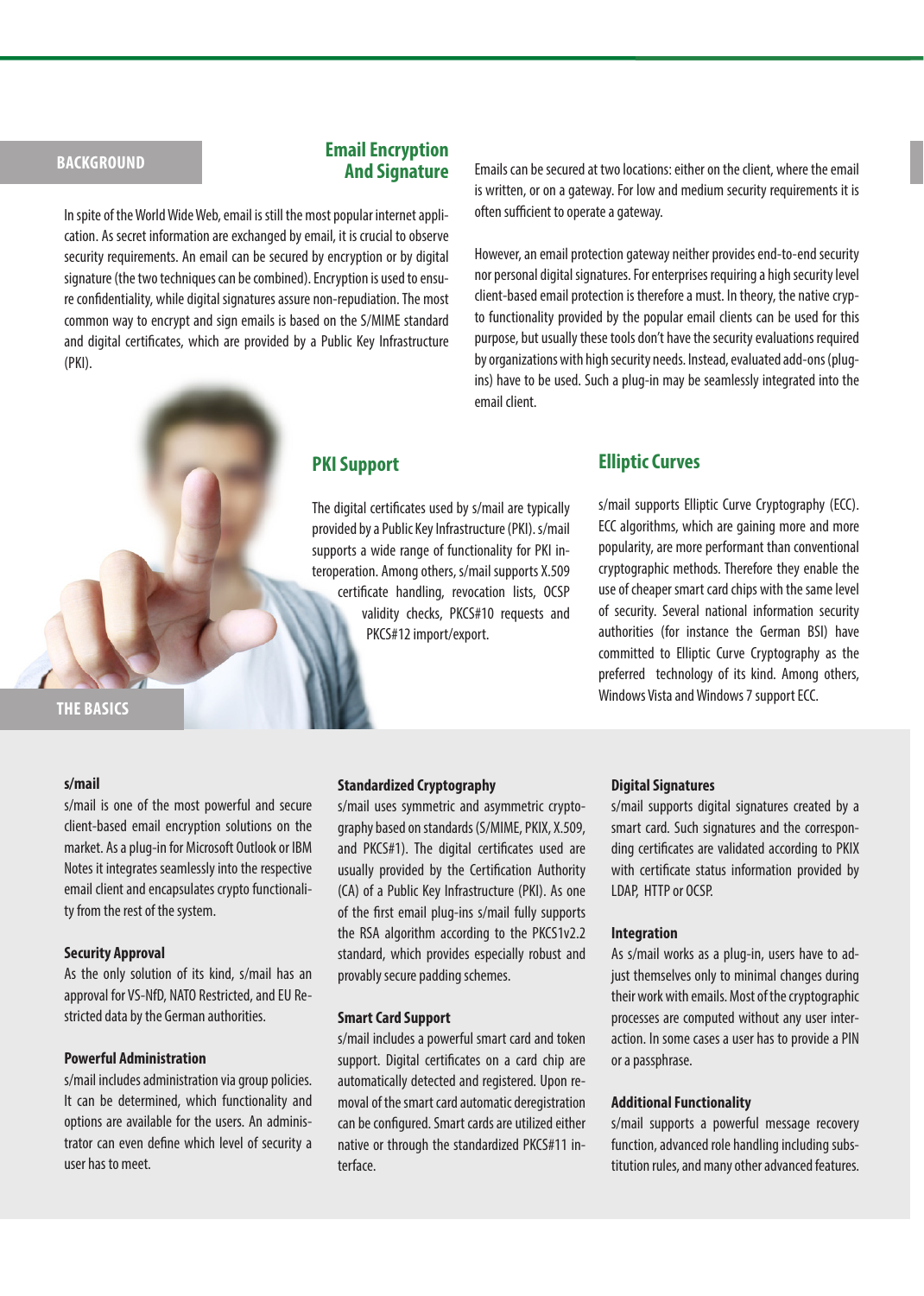## BACKGROUND

## Email Encryption And Signature

In spite of the World Wide Web, email is still the most popular internet application. As secret information are exchanged by email, it is crucial to observe security requirements. An email can be secured by encryption or by digital signature (the two techniques can be combined). Encryption is used to ensure confidentiality, while digital signatures assure non-repudiation. The most common way to encrypt and sign emails is based on the S/MIME standard and digital certificates, which are provided by a Public Key Infrastructure (PKI).

Emails can be secured at two locations: either on the client, where the email is written, or on a gateway. For low and medium security requirements it is often sufficient to operate a gateway.

However, an email protection gateway neither provides end-to-end security nor personal digital signatures. For enterprises requiring a high security level client-based email protection is therefore a must. In theory, the native crypto functionality provided by the popular email clients can be used for this purpose, but usually these tools don't have the security evaluations required by organizations with high security needs. Instead, evaluated add-ons (plug-ins) have to be used. Such a plug-in may be seamlessly integrated into the email client.

## PKI Support

The digital certificates used by s/mail are typically provided by a Public Key Infrastructure (PKI). s/mail supports a wide range of functionality for PKI interoperation. Among others, s/mail supports X.509 certificate handling, revocation lists, OCSP validity checks, PKCS#10 requests and PKCS#12 import/export.

## Elliptic Curves

s/mail supports Elliptic Curve Cryptography (ECC). ECC algorithms, which are gaining more and more popularity, are more performant than conventional cryptographic methods. Therefore they enable the use of cheaper smart card chips with the same level of security. Several national information security authorities (for instance the German BSI) have committed to Elliptic Curve Cryptography as the preferred technology of its kind. Among others, Windows Vista and Windows 7 support ECC.

## THE BASICS

**s/mail**

s/mail is one of the most powerful and secure client-based email encryption solutions on the market. As a plug-in for Microsoft Outlook or IBM Notes it integrates seamlessly into the respective email client and encapsulates crypto functionality from the rest of the system.

**Security Approval**

As the only solution of its kind, s/mail has an approval for VS-NfD, NATO Restricted, and EU Restricted data by the German authorities.

**Powerful Administration**

s/mail includes administration via group policies. It can be determined, which functionality and options are available for the users. An administrator can even define which level of security a user has to meet.

**Standardized Cryptography**

s/mail uses symmetric and asymmetric cryptography based on standards (S/MIME, PKIX, X.509, and PKCS#1). The digital certificates used are usually provided by the Certification Authority (CA) of a Public Key Infrastructure (PKI). As one of the first email plug-ins s/mail fully supports the RSA algorithm according to the PKCS1v2.2 standard, which provides especially robust and provably secure padding schemes.

**Smart Card Support**

s/mail includes a powerful smart card and token support. Digital certificates on a card chip are automatically detected and registered. Upon removal of the smart card automatic deregistration can be configured. Smart cards are utilized either native or through the standardized PKCS#11 interface.

**Digital Signatures**

s/mail supports digital signatures created by a smart card. Such signatures and the corresponding certificates are validated according to PKIX with certificate status information provided by LDAP, HTTP or OCSP.

**Integration**

As s/mail works as a plug-in, users have to adjust themselves only to minimal changes during their work with emails. Most of the cryptographic processes are computed without any user interaction. In some cases a user has to provide a PIN or a passphrase.

**Additional Functionality**

s/mail supports a powerful message recovery function, advanced role handling including substitution rules, and many other advanced features.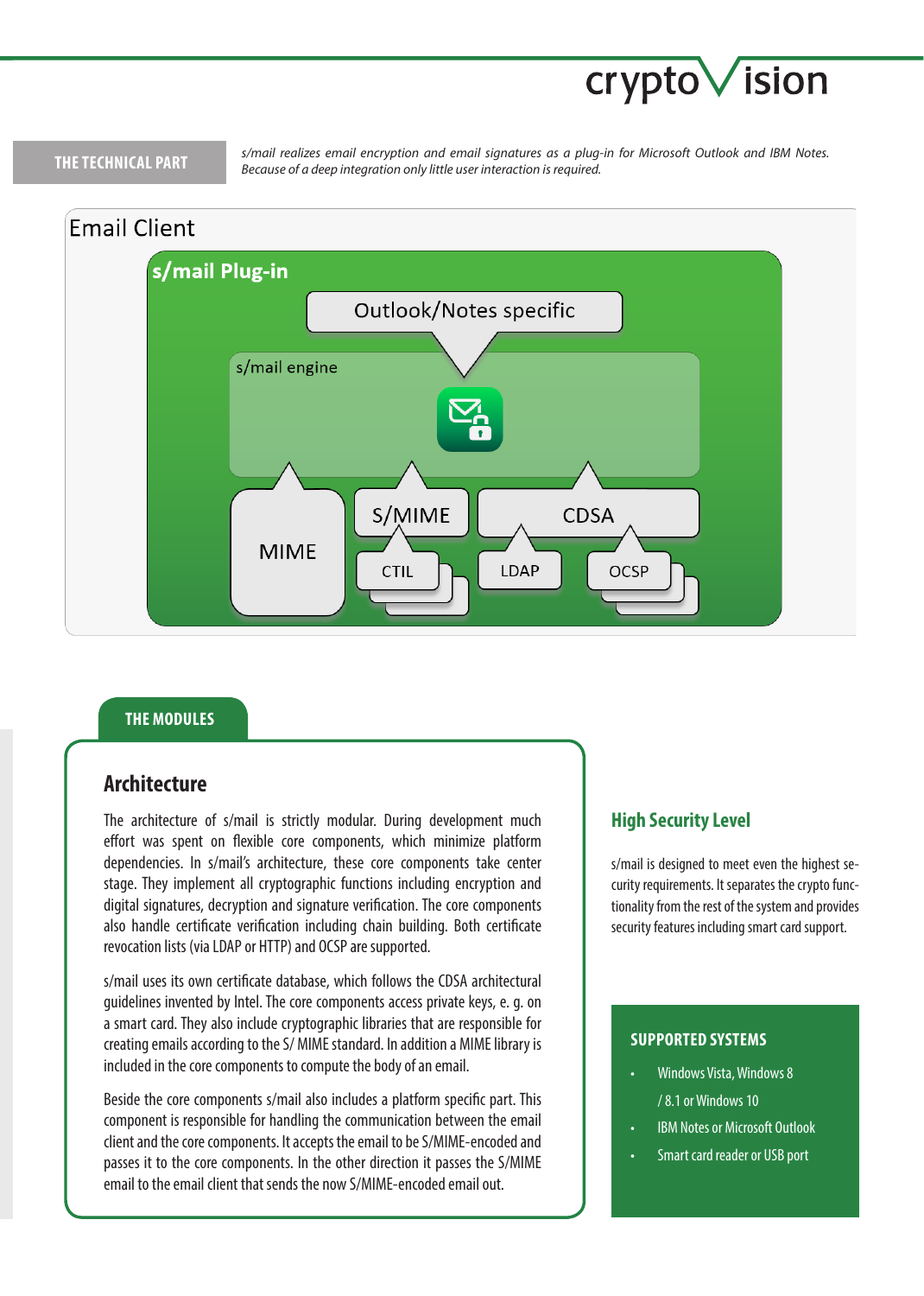## THE TECHNICAL PART

*s/mail realizes email encryption and email signatures as a plug-in for Microsoft Outlook and IBM Notes. Because of a deep integration only little user interaction is required.*

Email Client

s/mail Plug-in

Outlook/Notes specific

s/mail engine

MIME

S/MIME

CDSA

CTIL

LDAP

OCSP

## THE MODULES

### Architecture

The architecture of s/mail is strictly modular. During development much effort was spent on flexible core components, which minimize platform dependencies. In s/mail's architecture, these core components take center stage. They implement all cryptographic functions including encryption and digital signatures, decryption and signature verification. The core components also handle certificate verification including chain building. Both certificate revocation lists (via LDAP or HTTP) and OCSP are supported.

s/mail uses its own certificate database, which follows the CDSA architectural guidelines invented by Intel. The core components access private keys, e. g. on a smart card. They also include cryptographic libraries that are responsible for creating emails according to the S/ MIME standard. In addition a MIME library is included in the core components to compute the body of an email.

Beside the core components s/mail also includes a platform specific part. This component is responsible for handling the communication between the email client and the core components. It accepts the email to be S/MIME-encoded and passes it to the core components. In the other direction it passes the S/MIME email to the email client that sends the now S/MIME-encoded email out.

### High Security Level

s/mail is designed to meet even the highest security requirements. It separates the crypto functionality from the rest of the system and provides security features including smart card support.

### SUPPORTED SYSTEMS

- Windows Vista, Windows 8 / 8.1 or Windows 10
- IBM Notes or Microsoft Outlook
- Smart card reader or USB port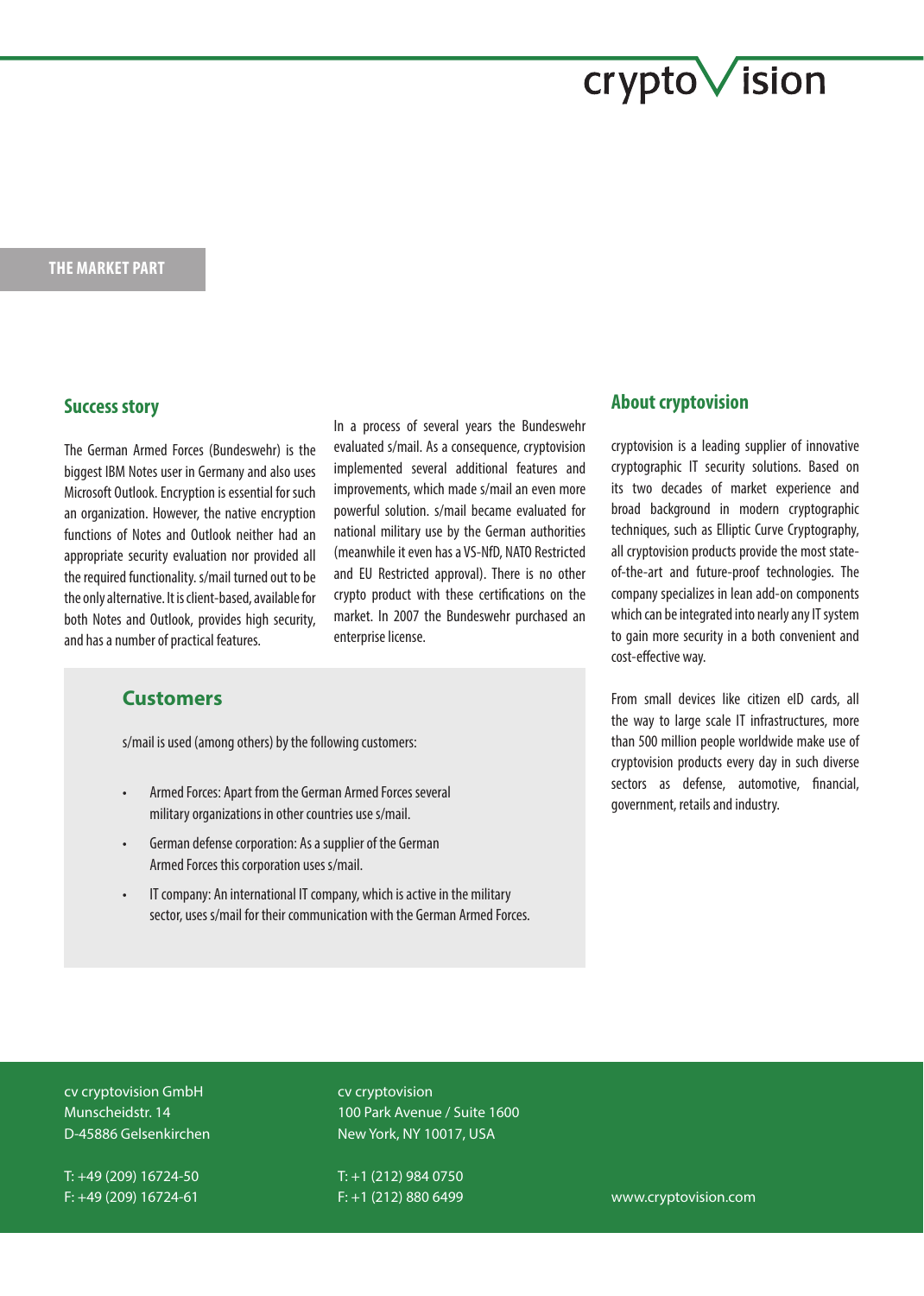THE MARKET PART

## Success story

The German Armed Forces (Bundeswehr) is the biggest IBM Notes user in Germany and also uses Microsoft Outlook. Encryption is essential for such an organization. However, the native encryption functions of Notes and Outlook neither had an appropriate security evaluation nor provided all the required functionality. s/mail turned out to be the only alternative. It is client-based, available for both Notes and Outlook, provides high security, and has a number of practical features.

In a process of several years the Bundeswehr evaluated s/mail. As a consequence, cryptovision implemented several additional features and improvements, which made s/mail an even more powerful solution. s/mail became evaluated for national military use by the German authorities (meanwhile it even has a VS-NfD, NATO Restricted and EU Restricted approval). There is no other crypto product with these certifications on the market. In 2007 the Bundeswehr purchased an enterprise license.

## Customers

s/mail is used (among others) by the following customers:

- Armed Forces: Apart from the German Armed Forces several military organizations in other countries use s/mail.
- German defense corporation: As a supplier of the German Armed Forces this corporation uses s/mail.
- IT company: An international IT company, which is active in the military sector, uses s/mail for their communication with the German Armed Forces.

## About cryptovision

cryptovision is a leading supplier of innovative cryptographic IT security solutions. Based on its two decades of market experience and broad background in modern cryptographic techniques, such as Elliptic Curve Cryptography, all cryptovision products provide the most state-of-the-art and future-proof technologies. The company specializes in lean add-on components which can be integrated into nearly any IT system to gain more security in a both convenient and cost-effective way.

From small devices like citizen eID cards, all the way to large scale IT infrastructures, more than 500 million people worldwide make use of cryptovision products every day in such diverse sectors as defense, automotive, financial, government, retails and industry.

cv cryptovision GmbH
Munscheidstr. 14
D-45886 Gelsenkirchen

T: +49 (209) 16724-50
F: +49 (209) 16724-61

cv cryptovision
100 Park Avenue / Suite 1600
New York, NY 10017, USA

T: +1 (212) 984 0750
F: +1 (212) 880 6499

www.cryptovision.com